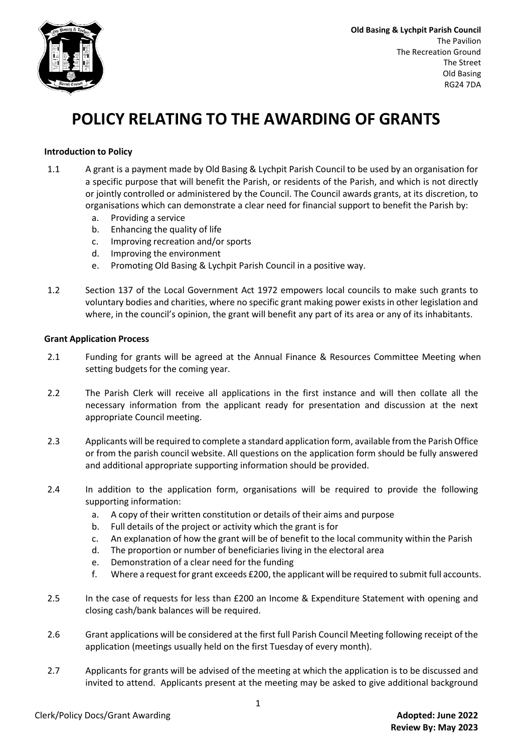**Old Basing & Lychpit Parish Council**
The Pavilion
The Recreation Ground
The Street
Old Basing
RG24 7DA

# POLICY RELATING TO THE AWARDING OF GRANTS

**Introduction to Policy**

1.1 A grant is a payment made by Old Basing & Lychpit Parish Council to be used by an organisation for a specific purpose that will benefit the Parish, or residents of the Parish, and which is not directly or jointly controlled or administered by the Council. The Council awards grants, at its discretion, to organisations which can demonstrate a clear need for financial support to benefit the Parish by:

  a. Providing a service
  b. Enhancing the quality of life
  c. Improving recreation and/or sports
  d. Improving the environment
  e. Promoting Old Basing & Lychpit Parish Council in a positive way.

1.2 Section 137 of the Local Government Act 1972 empowers local councils to make such grants to voluntary bodies and charities, where no specific grant making power exists in other legislation and where, in the council's opinion, the grant will benefit any part of its area or any of its inhabitants.

**Grant Application Process**

2.1 Funding for grants will be agreed at the Annual Finance & Resources Committee Meeting when setting budgets for the coming year.

2.2 The Parish Clerk will receive all applications in the first instance and will then collate all the necessary information from the applicant ready for presentation and discussion at the next appropriate Council meeting.

2.3 Applicants will be required to complete a standard application form, available from the Parish Office or from the parish council website. All questions on the application form should be fully answered and additional appropriate supporting information should be provided.

2.4 In addition to the application form, organisations will be required to provide the following supporting information:

  a. A copy of their written constitution or details of their aims and purpose
  b. Full details of the project or activity which the grant is for
  c. An explanation of how the grant will be of benefit to the local community within the Parish
  d. The proportion or number of beneficiaries living in the electoral area
  e. Demonstration of a clear need for the funding
  f. Where a request for grant exceeds £200, the applicant will be required to submit full accounts.

2.5 In the case of requests for less than £200 an Income & Expenditure Statement with opening and closing cash/bank balances will be required.

2.6 Grant applications will be considered at the first full Parish Council Meeting following receipt of the application (meetings usually held on the first Tuesday of every month).

2.7 Applicants for grants will be advised of the meeting at which the application is to be discussed and invited to attend. Applicants present at the meeting may be asked to give additional background

Clerk/Policy Docs/Grant Awarding

**Adopted: June 2022**
**Review By: May 2023**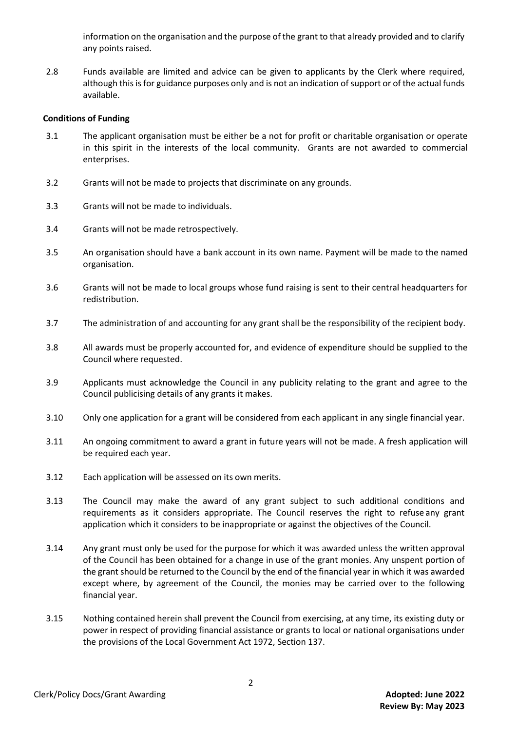information on the organisation and the purpose of the grant to that already provided and to clarify any points raised.

2.8 Funds available are limited and advice can be given to applicants by the Clerk where required, although this is for guidance purposes only and is not an indication of support or of the actual funds available.

**Conditions of Funding**

3.1 The applicant organisation must be either be a not for profit or charitable organisation or operate in this spirit in the interests of the local community. Grants are not awarded to commercial enterprises.

3.2 Grants will not be made to projects that discriminate on any grounds.

3.3 Grants will not be made to individuals.

3.4 Grants will not be made retrospectively.

3.5 An organisation should have a bank account in its own name. Payment will be made to the named organisation.

3.6 Grants will not be made to local groups whose fund raising is sent to their central headquarters for redistribution.

3.7 The administration of and accounting for any grant shall be the responsibility of the recipient body.

3.8 All awards must be properly accounted for, and evidence of expenditure should be supplied to the Council where requested.

3.9 Applicants must acknowledge the Council in any publicity relating to the grant and agree to the Council publicising details of any grants it makes.

3.10 Only one application for a grant will be considered from each applicant in any single financial year.

3.11 An ongoing commitment to award a grant in future years will not be made. A fresh application will be required each year.

3.12 Each application will be assessed on its own merits.

3.13 The Council may make the award of any grant subject to such additional conditions and requirements as it considers appropriate. The Council reserves the right to refuse any grant application which it considers to be inappropriate or against the objectives of the Council.

3.14 Any grant must only be used for the purpose for which it was awarded unless the written approval of the Council has been obtained for a change in use of the grant monies. Any unspent portion of the grant should be returned to the Council by the end of the financial year in which it was awarded except where, by agreement of the Council, the monies may be carried over to the following financial year.

3.15 Nothing contained herein shall prevent the Council from exercising, at any time, its existing duty or power in respect of providing financial assistance or grants to local or national organisations under the provisions of the Local Government Act 1972, Section 137.

Clerk/Policy Docs/Grant Awarding

**Adopted: June 2022**
**Review By: May 2023**